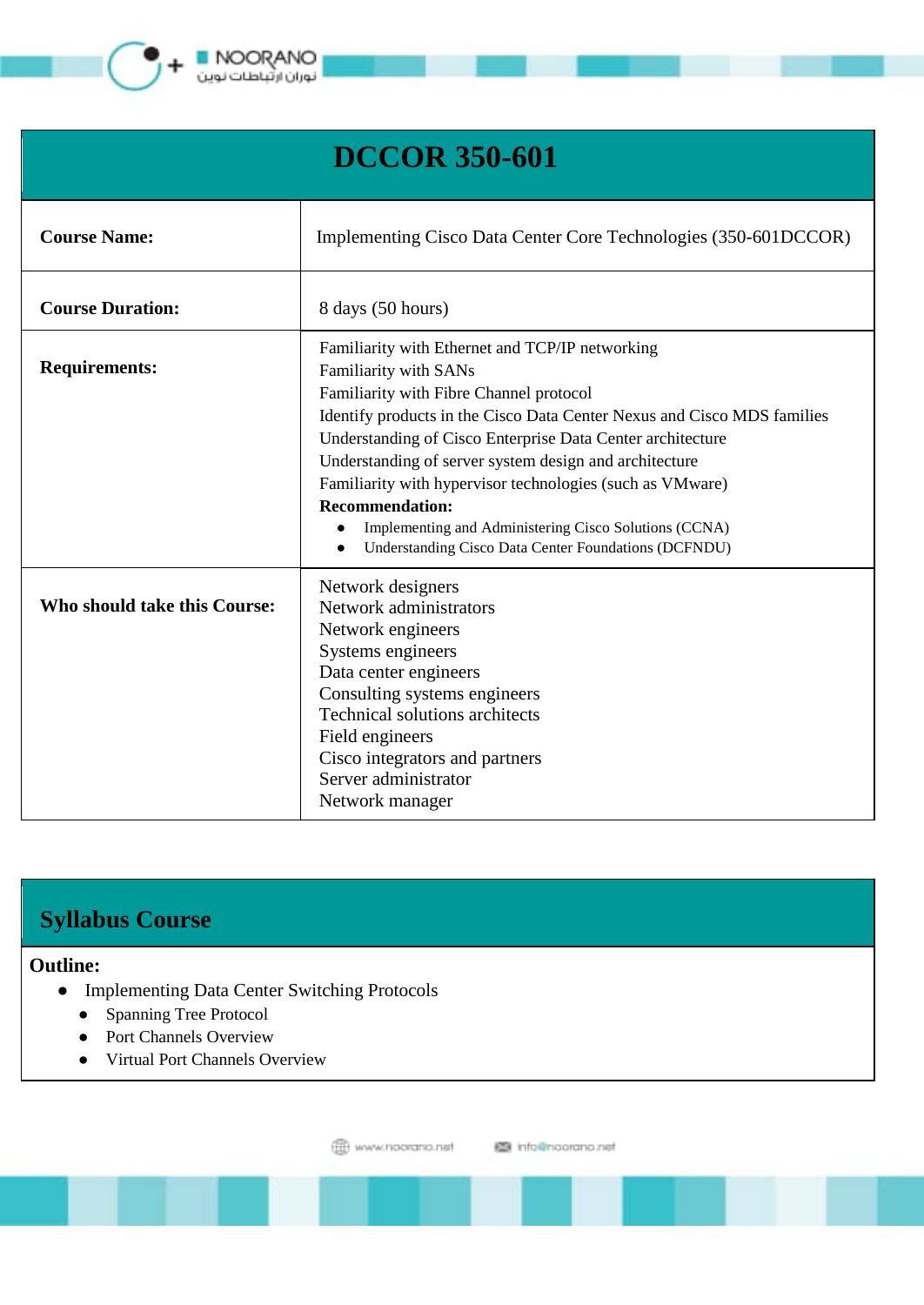# DCCOR 350-601

| | |
|---|---|
| **Course Name:** | Implementing Cisco Data Center Core Technologies (350-601DCCOR) |
| **Course Duration:** | 8 days (50 hours) |
| **Requirements:** | Familiarity with Ethernet and TCP/IP networking<br>Familiarity with SANs<br>Familiarity with Fibre Channel protocol<br>Identify products in the Cisco Data Center Nexus and Cisco MDS families<br>Understanding of Cisco Enterprise Data Center architecture<br>Understanding of server system design and architecture<br>Familiarity with hypervisor technologies (such as VMware)<br>**Recommendation:**<br>● Implementing and Administering Cisco Solutions (CCNA)<br>● Understanding Cisco Data Center Foundations (DCFNDU) |
| **Who should take this Course:** | Network designers<br>Network administrators<br>Network engineers<br>Systems engineers<br>Data center engineers<br>Consulting systems engineers<br>Technical solutions architects<br>Field engineers<br>Cisco integrators and partners<br>Server administrator<br>Network manager |

## Syllabus Course

**Outline:**

- Implementing Data Center Switching Protocols
  - Spanning Tree Protocol
  - Port Channels Overview
  - Virtual Port Channels Overview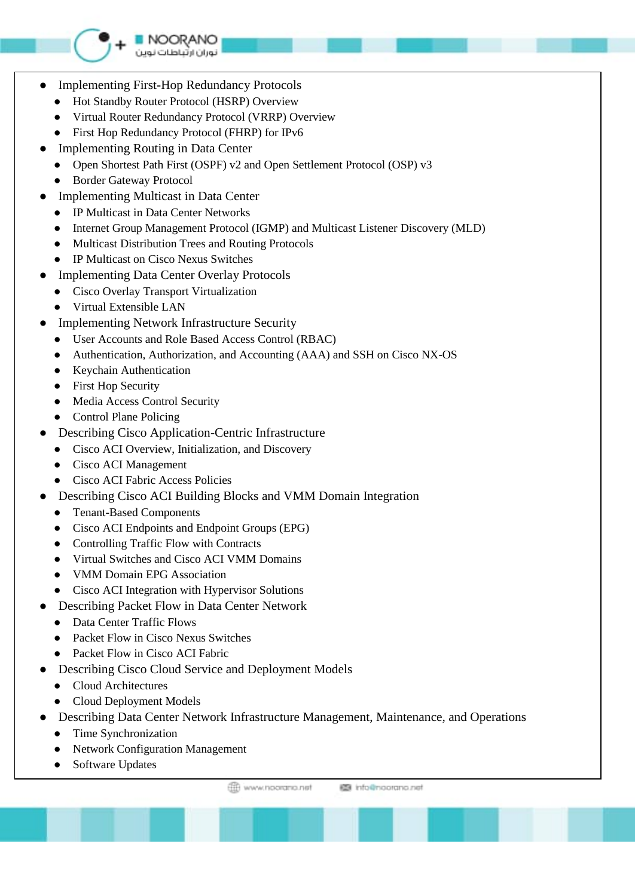- Implementing First-Hop Redundancy Protocols
  - Hot Standby Router Protocol (HSRP) Overview
  - Virtual Router Redundancy Protocol (VRRP) Overview
  - First Hop Redundancy Protocol (FHRP) for IPv6
- Implementing Routing in Data Center
  - Open Shortest Path First (OSPF) v2 and Open Settlement Protocol (OSP) v3
  - Border Gateway Protocol
- Implementing Multicast in Data Center
  - IP Multicast in Data Center Networks
  - Internet Group Management Protocol (IGMP) and Multicast Listener Discovery (MLD)
  - Multicast Distribution Trees and Routing Protocols
  - IP Multicast on Cisco Nexus Switches
- Implementing Data Center Overlay Protocols
  - Cisco Overlay Transport Virtualization
  - Virtual Extensible LAN
- Implementing Network Infrastructure Security
  - User Accounts and Role Based Access Control (RBAC)
  - Authentication, Authorization, and Accounting (AAA) and SSH on Cisco NX-OS
  - Keychain Authentication
  - First Hop Security
  - Media Access Control Security
  - Control Plane Policing
- Describing Cisco Application-Centric Infrastructure
  - Cisco ACI Overview, Initialization, and Discovery
  - Cisco ACI Management
  - Cisco ACI Fabric Access Policies
- Describing Cisco ACI Building Blocks and VMM Domain Integration
  - Tenant-Based Components
  - Cisco ACI Endpoints and Endpoint Groups (EPG)
  - Controlling Traffic Flow with Contracts
  - Virtual Switches and Cisco ACI VMM Domains
  - VMM Domain EPG Association
  - Cisco ACI Integration with Hypervisor Solutions
- Describing Packet Flow in Data Center Network
  - Data Center Traffic Flows
  - Packet Flow in Cisco Nexus Switches
  - Packet Flow in Cisco ACI Fabric
- Describing Cisco Cloud Service and Deployment Models
  - Cloud Architectures
  - Cloud Deployment Models
- Describing Data Center Network Infrastructure Management, Maintenance, and Operations
  - Time Synchronization
  - Network Configuration Management
  - Software Updates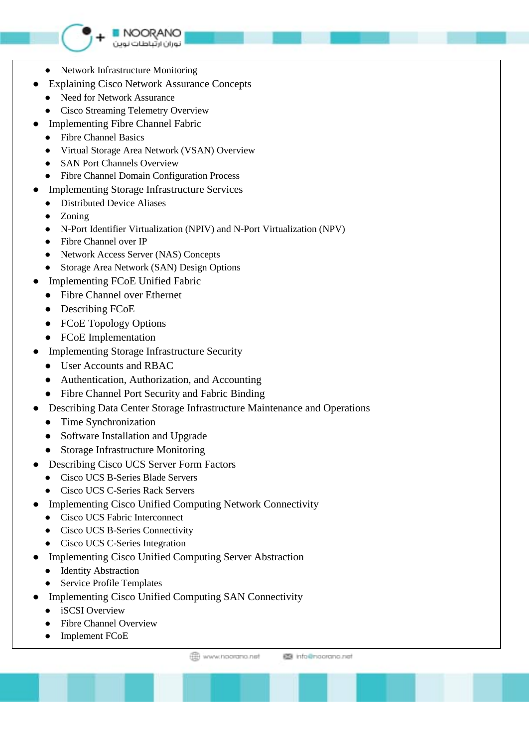- Network Infrastructure Monitoring
- Explaining Cisco Network Assurance Concepts
  - Need for Network Assurance
  - Cisco Streaming Telemetry Overview
- Implementing Fibre Channel Fabric
  - Fibre Channel Basics
  - Virtual Storage Area Network (VSAN) Overview
  - SAN Port Channels Overview
  - Fibre Channel Domain Configuration Process
- Implementing Storage Infrastructure Services
  - Distributed Device Aliases
  - Zoning
  - N-Port Identifier Virtualization (NPIV) and N-Port Virtualization (NPV)
  - Fibre Channel over IP
  - Network Access Server (NAS) Concepts
  - Storage Area Network (SAN) Design Options
- Implementing FCoE Unified Fabric
  - Fibre Channel over Ethernet
  - Describing FCoE
  - FCoE Topology Options
  - FCoE Implementation
- Implementing Storage Infrastructure Security
  - User Accounts and RBAC
  - Authentication, Authorization, and Accounting
  - Fibre Channel Port Security and Fabric Binding
- Describing Data Center Storage Infrastructure Maintenance and Operations
  - Time Synchronization
  - Software Installation and Upgrade
  - Storage Infrastructure Monitoring
- Describing Cisco UCS Server Form Factors
  - Cisco UCS B-Series Blade Servers
  - Cisco UCS C-Series Rack Servers
- Implementing Cisco Unified Computing Network Connectivity
  - Cisco UCS Fabric Interconnect
  - Cisco UCS B-Series Connectivity
  - Cisco UCS C-Series Integration
- Implementing Cisco Unified Computing Server Abstraction
  - Identity Abstraction
  - Service Profile Templates
- Implementing Cisco Unified Computing SAN Connectivity
  - iSCSI Overview
  - Fibre Channel Overview
  - Implement FCoE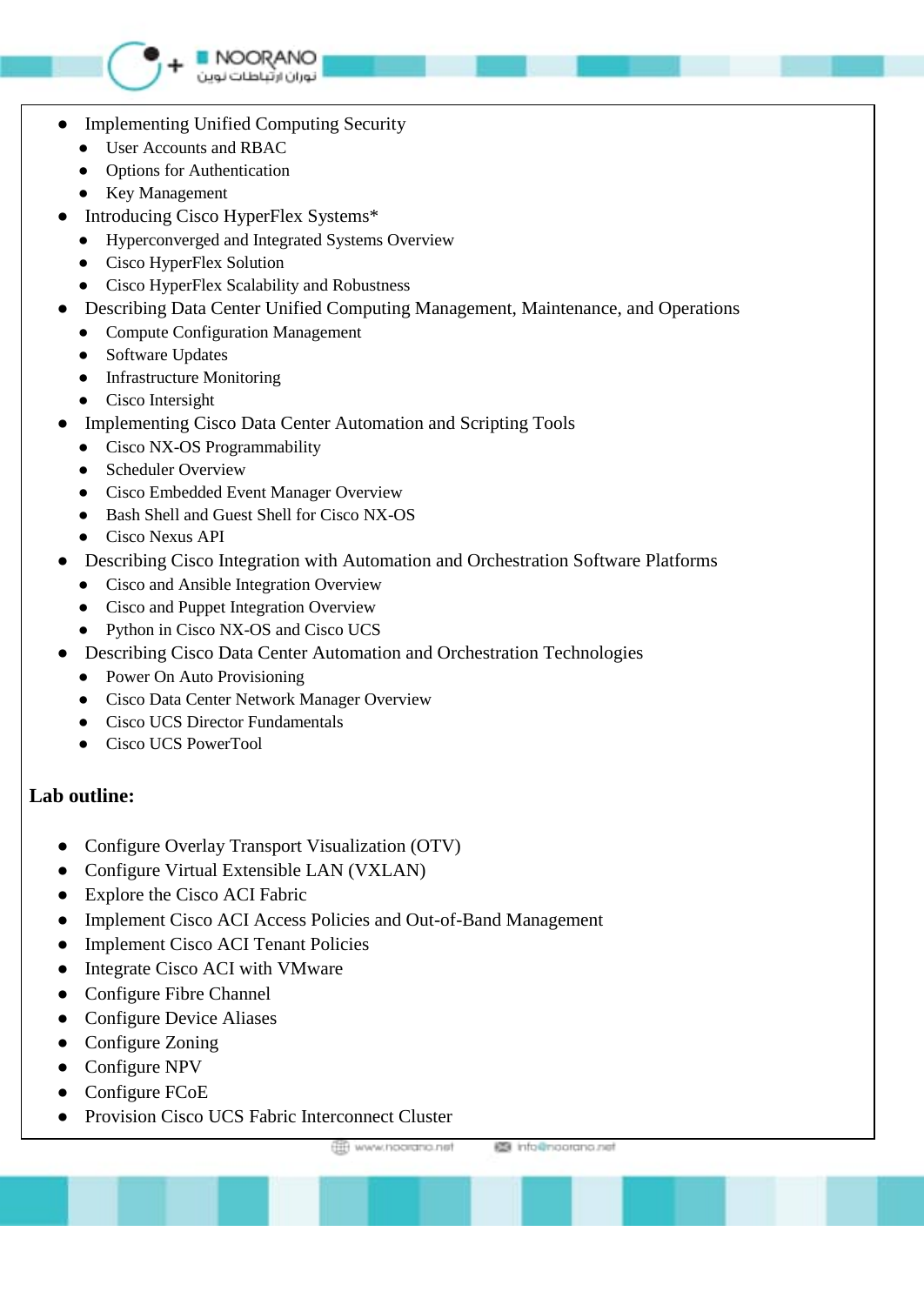- Implementing Unified Computing Security
    - User Accounts and RBAC
    - Options for Authentication
    - Key Management
- Introducing Cisco HyperFlex Systems*
    - Hyperconverged and Integrated Systems Overview
    - Cisco HyperFlex Solution
    - Cisco HyperFlex Scalability and Robustness
- Describing Data Center Unified Computing Management, Maintenance, and Operations
    - Compute Configuration Management
    - Software Updates
    - Infrastructure Monitoring
    - Cisco Intersight
- Implementing Cisco Data Center Automation and Scripting Tools
    - Cisco NX-OS Programmability
    - Scheduler Overview
    - Cisco Embedded Event Manager Overview
    - Bash Shell and Guest Shell for Cisco NX-OS
    - Cisco Nexus API
- Describing Cisco Integration with Automation and Orchestration Software Platforms
    - Cisco and Ansible Integration Overview
    - Cisco and Puppet Integration Overview
    - Python in Cisco NX-OS and Cisco UCS
- Describing Cisco Data Center Automation and Orchestration Technologies
    - Power On Auto Provisioning
    - Cisco Data Center Network Manager Overview
    - Cisco UCS Director Fundamentals
    - Cisco UCS PowerTool

**Lab outline:**

- Configure Overlay Transport Visualization (OTV)
- Configure Virtual Extensible LAN (VXLAN)
- Explore the Cisco ACI Fabric
- Implement Cisco ACI Access Policies and Out-of-Band Management
- Implement Cisco ACI Tenant Policies
- Integrate Cisco ACI with VMware
- Configure Fibre Channel
- Configure Device Aliases
- Configure Zoning
- Configure NPV
- Configure FCoE
- Provision Cisco UCS Fabric Interconnect Cluster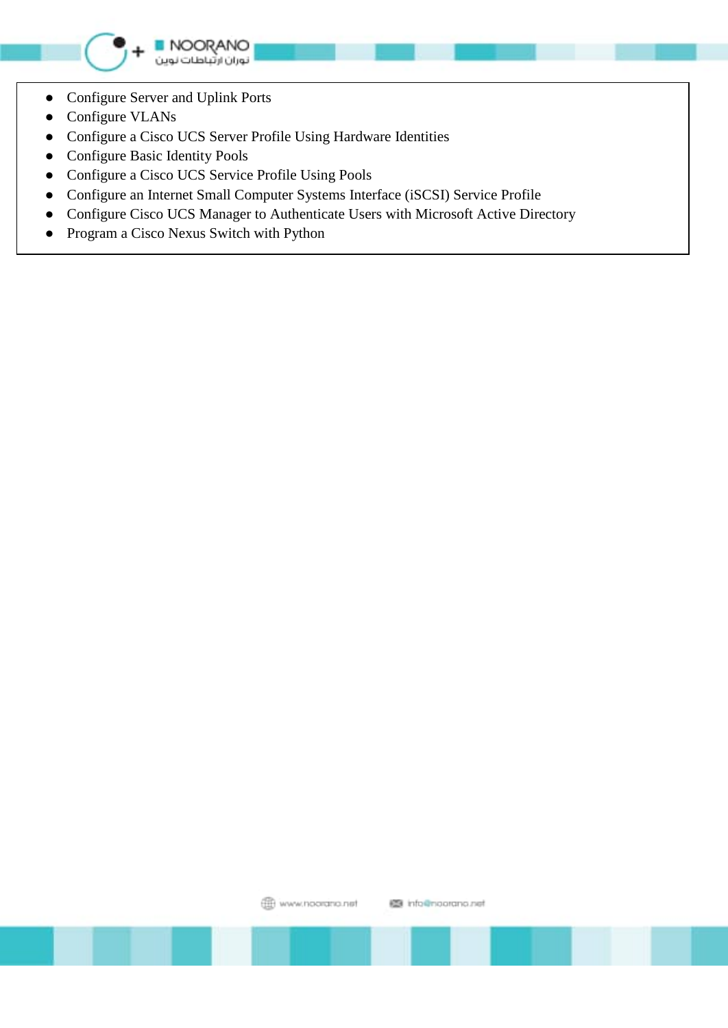- Configure Server and Uplink Ports
- Configure VLANs
- Configure a Cisco UCS Server Profile Using Hardware Identities
- Configure Basic Identity Pools
- Configure a Cisco UCS Service Profile Using Pools
- Configure an Internet Small Computer Systems Interface (iSCSI) Service Profile
- Configure Cisco UCS Manager to Authenticate Users with Microsoft Active Directory
- Program a Cisco Nexus Switch with Python